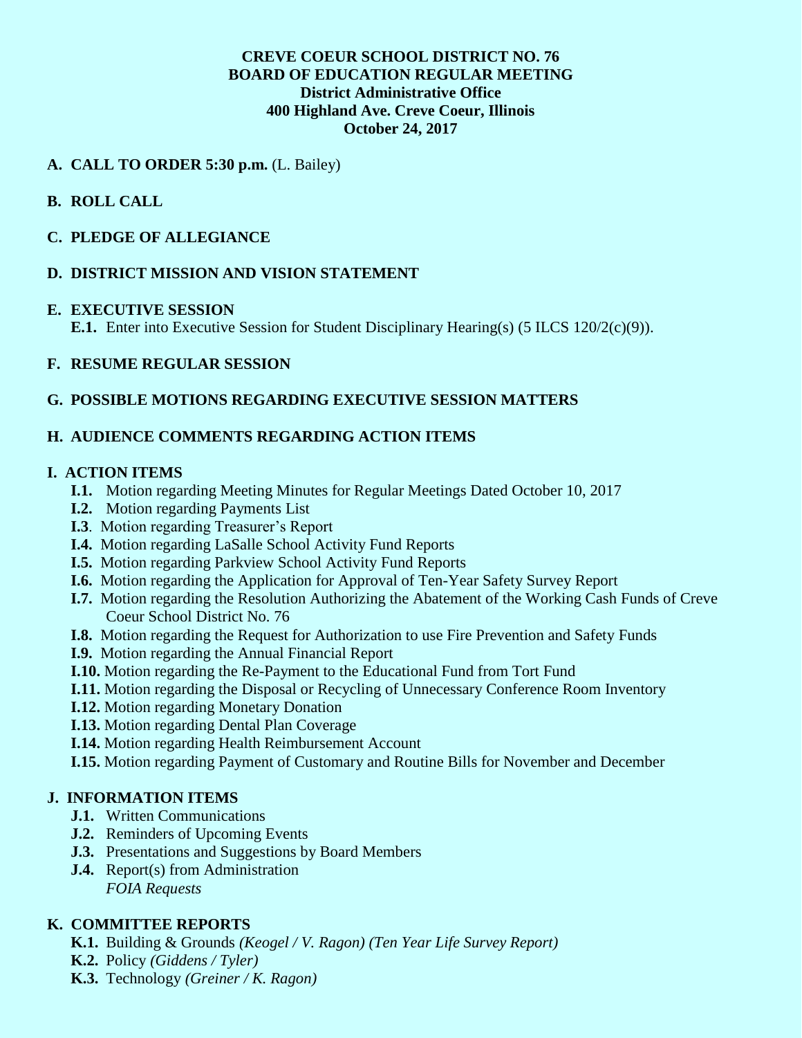# CREVE COEUR SCHOOL DISTRICT NO. 76
## BOARD OF EDUCATION REGULAR MEETING
**District Administrative Office**
**400 Highland Ave. Creve Coeur, Illinois**
**October 24, 2017**

**A. CALL TO ORDER 5:30 p.m.** (L. Bailey)

**B. ROLL CALL**

**C. PLEDGE OF ALLEGIANCE**

**D. DISTRICT MISSION AND VISION STATEMENT**

**E. EXECUTIVE SESSION**
- **E.1.** Enter into Executive Session for Student Disciplinary Hearing(s) (5 ILCS 120/2(c)(9)).

**F. RESUME REGULAR SESSION**

**G. POSSIBLE MOTIONS REGARDING EXECUTIVE SESSION MATTERS**

**H. AUDIENCE COMMENTS REGARDING ACTION ITEMS**

**I. ACTION ITEMS**
- **I.1.** Motion regarding Meeting Minutes for Regular Meetings Dated October 10, 2017
- **I.2.** Motion regarding Payments List
- **I.3**. Motion regarding Treasurer's Report
- **I.4.** Motion regarding LaSalle School Activity Fund Reports
- **I.5.** Motion regarding Parkview School Activity Fund Reports
- **I.6.** Motion regarding the Application for Approval of Ten-Year Safety Survey Report
- **I.7.** Motion regarding the Resolution Authorizing the Abatement of the Working Cash Funds of Creve Coeur School District No. 76
- **I.8.** Motion regarding the Request for Authorization to use Fire Prevention and Safety Funds
- **I.9.** Motion regarding the Annual Financial Report
- **I.10.** Motion regarding the Re-Payment to the Educational Fund from Tort Fund
- **I.11.** Motion regarding the Disposal or Recycling of Unnecessary Conference Room Inventory
- **I.12.** Motion regarding Monetary Donation
- **I.13.** Motion regarding Dental Plan Coverage
- **I.14.** Motion regarding Health Reimbursement Account
- **I.15.** Motion regarding Payment of Customary and Routine Bills for November and December

**J. INFORMATION ITEMS**
- **J.1.** Written Communications
- **J.2.** Reminders of Upcoming Events
- **J.3.** Presentations and Suggestions by Board Members
- **J.4.** Report(s) from Administration
  *FOIA Requests*

**K. COMMITTEE REPORTS**
- **K.1.** Building & Grounds *(Keogel / V. Ragon) (Ten Year Life Survey Report)*
- **K.2.** Policy *(Giddens / Tyler)*
- **K.3.** Technology *(Greiner / K. Ragon)*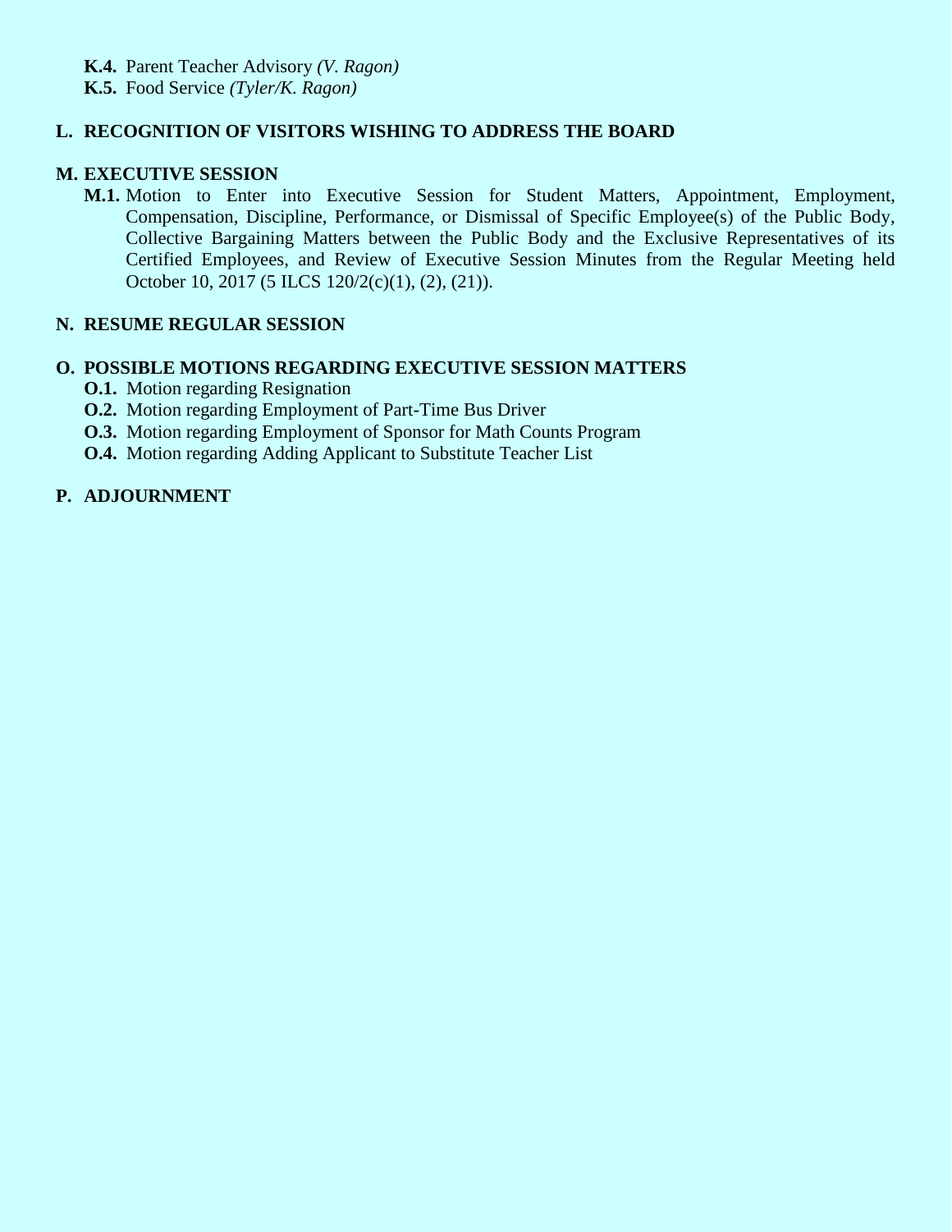- **K.4.** Parent Teacher Advisory *(V. Ragon)*
- **K.5.** Food Service *(Tyler/K. Ragon)*

**L. RECOGNITION OF VISITORS WISHING TO ADDRESS THE BOARD**

**M. EXECUTIVE SESSION**

- **M.1.** Motion to Enter into Executive Session for Student Matters, Appointment, Employment, Compensation, Discipline, Performance, or Dismissal of Specific Employee(s) of the Public Body, Collective Bargaining Matters between the Public Body and the Exclusive Representatives of its Certified Employees, and Review of Executive Session Minutes from the Regular Meeting held October 10, 2017 (5 ILCS 120/2(c)(1), (2), (21)).

**N. RESUME REGULAR SESSION**

**O. POSSIBLE MOTIONS REGARDING EXECUTIVE SESSION MATTERS**

- **O.1.** Motion regarding Resignation
- **O.2.** Motion regarding Employment of Part-Time Bus Driver
- **O.3.** Motion regarding Employment of Sponsor for Math Counts Program
- **O.4.** Motion regarding Adding Applicant to Substitute Teacher List

**P. ADJOURNMENT**